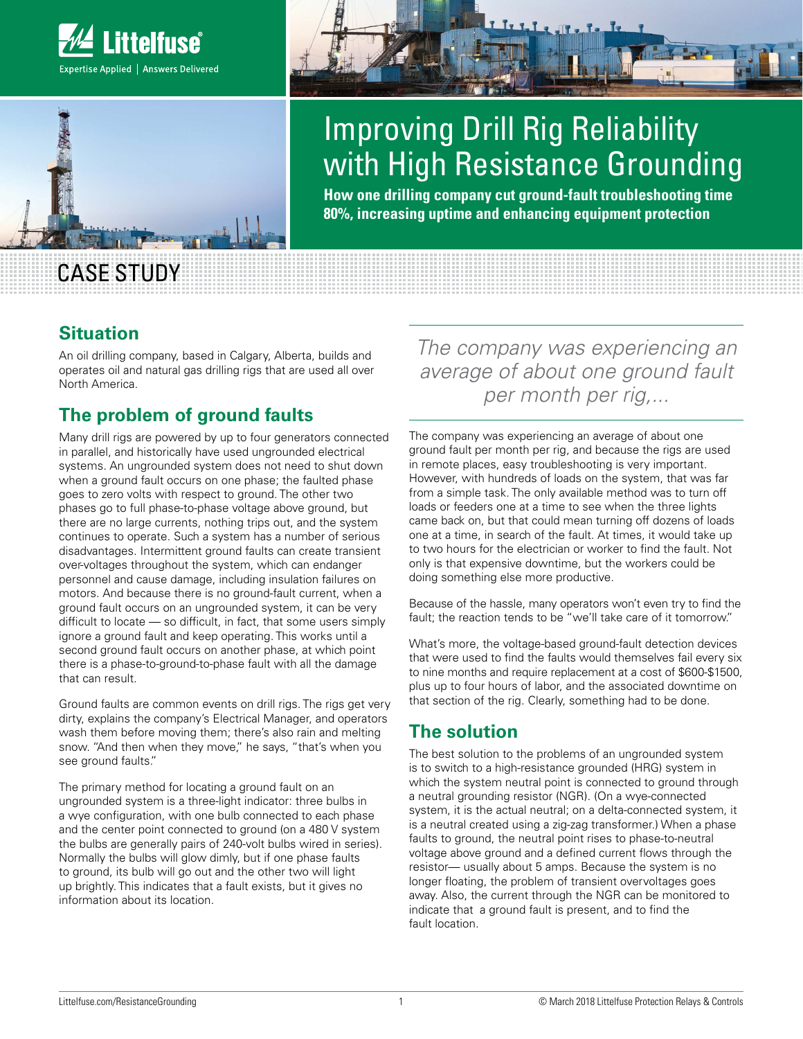Littelfuse®
Expertise Applied | Answers Delivered

# Improving Drill Rig Reliability with High Resistance Grounding

**How one drilling company cut ground-fault troubleshooting time 80%, increasing uptime and enhancing equipment protection**

CASE STUDY

## Situation

An oil drilling company, based in Calgary, Alberta, builds and operates oil and natural gas drilling rigs that are used all over North America.

## The problem of ground faults

Many drill rigs are powered by up to four generators connected in parallel, and historically have used ungrounded electrical systems. An ungrounded system does not need to shut down when a ground fault occurs on one phase; the faulted phase goes to zero volts with respect to ground. The other two phases go to full phase-to-phase voltage above ground, but there are no large currents, nothing trips out, and the system continues to operate. Such a system has a number of serious disadvantages. Intermittent ground faults can create transient over-voltages throughout the system, which can endanger personnel and cause damage, including insulation failures on motors. And because there is no ground-fault current, when a ground fault occurs on an ungrounded system, it can be very difficult to locate — so difficult, in fact, that some users simply ignore a ground fault and keep operating. This works until a second ground fault occurs on another phase, at which point there is a phase-to-ground-to-phase fault with all the damage that can result.

Ground faults are common events on drill rigs. The rigs get very dirty, explains the company's Electrical Manager, and operators wash them before moving them; there's also rain and melting snow. "And then when they move," he says, "that's when you see ground faults."

The primary method for locating a ground fault on an ungrounded system is a three-light indicator: three bulbs in a wye configuration, with one bulb connected to each phase and the center point connected to ground (on a 480 V system the bulbs are generally pairs of 240-volt bulbs wired in series). Normally the bulbs will glow dimly, but if one phase faults to ground, its bulb will go out and the other two will light up brightly. This indicates that a fault exists, but it gives no information about its location.

*The company was experiencing an average of about one ground fault per month per rig,...*

The company was experiencing an average of about one ground fault per month per rig, and because the rigs are used in remote places, easy troubleshooting is very important. However, with hundreds of loads on the system, that was far from a simple task. The only available method was to turn off loads or feeders one at a time to see when the three lights came back on, but that could mean turning off dozens of loads one at a time, in search of the fault. At times, it would take up to two hours for the electrician or worker to find the fault. Not only is that expensive downtime, but the workers could be doing something else more productive.

Because of the hassle, many operators won't even try to find the fault; the reaction tends to be "we'll take care of it tomorrow."

What's more, the voltage-based ground-fault detection devices that were used to find the faults would themselves fail every six to nine months and require replacement at a cost of $600-$1500, plus up to four hours of labor, and the associated downtime on that section of the rig. Clearly, something had to be done.

## The solution

The best solution to the problems of an ungrounded system is to switch to a high-resistance grounded (HRG) system in which the system neutral point is connected to ground through a neutral grounding resistor (NGR). (On a wye-connected system, it is the actual neutral; on a delta-connected system, it is a neutral created using a zig-zag transformer.) When a phase faults to ground, the neutral point rises to phase-to-neutral voltage above ground and a defined current flows through the resistor— usually about 5 amps. Because the system is no longer floating, the problem of transient overvoltages goes away. Also, the current through the NGR can be monitored to indicate that a ground fault is present, and to find the fault location.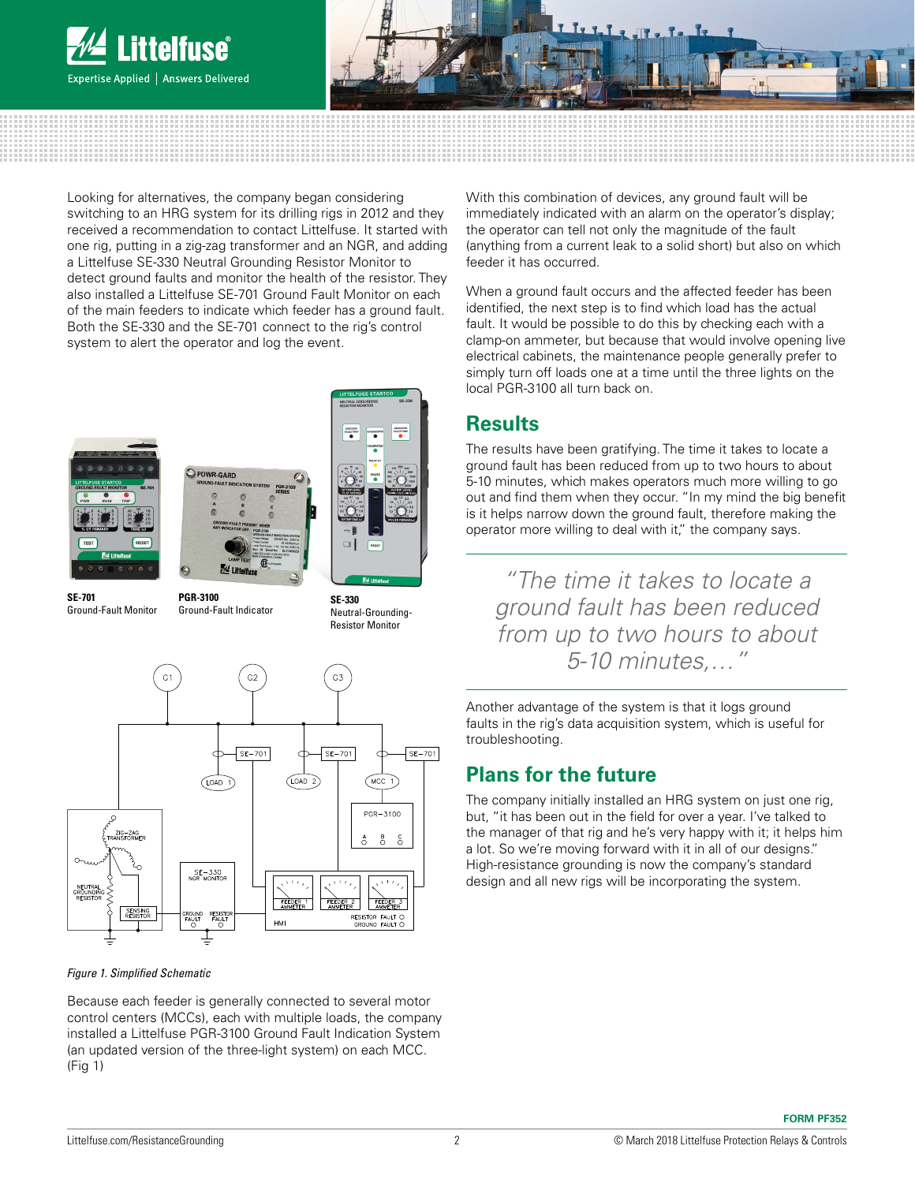Looking for alternatives, the company began considering switching to an HRG system for its drilling rigs in 2012 and they received a recommendation to contact Littelfuse. It started with one rig, putting in a zig-zag transformer and an NGR, and adding a Littelfuse SE-330 Neutral Grounding Resistor Monitor to detect ground faults and monitor the health of the resistor. They also installed a Littelfuse SE-701 Ground Fault Monitor on each of the main feeders to indicate which feeder has a ground fault. Both the SE-330 and the SE-701 connect to the rig's control system to alert the operator and log the event.

**SE-701**
Ground-Fault Monitor

**PGR-3100**
Ground-Fault Indicator

**SE-330**
Neutral-Grounding-Resistor Monitor

*Figure 1. Simplified Schematic*

Because each feeder is generally connected to several motor control centers (MCCs), each with multiple loads, the company installed a Littelfuse PGR-3100 Ground Fault Indication System (an updated version of the three-light system) on each MCC. (Fig 1)

With this combination of devices, any ground fault will be immediately indicated with an alarm on the operator's display; the operator can tell not only the magnitude of the fault (anything from a current leak to a solid short) but also on which feeder it has occurred.

When a ground fault occurs and the affected feeder has been identified, the next step is to find which load has the actual fault. It would be possible to do this by checking each with a clamp-on ammeter, but because that would involve opening live electrical cabinets, the maintenance people generally prefer to simply turn off loads one at a time until the three lights on the local PGR-3100 all turn back on.

## Results

The results have been gratifying. The time it takes to locate a ground fault has been reduced from up to two hours to about 5-10 minutes, which makes operators much more willing to go out and find them when they occur. "In my mind the big benefit is it helps narrow down the ground fault, therefore making the operator more willing to deal with it," the company says.

> *"The time it takes to locate a ground fault has been reduced from up to two hours to about 5-10 minutes,…"*

Another advantage of the system is that it logs ground faults in the rig's data acquisition system, which is useful for troubleshooting.

## Plans for the future

The company initially installed an HRG system on just one rig, but, "it has been out in the field for over a year. I've talked to the manager of that rig and he's very happy with it; it helps him a lot. So we're moving forward with it in all of our designs." High-resistance grounding is now the company's standard design and all new rigs will be incorporating the system.

FORM PF352